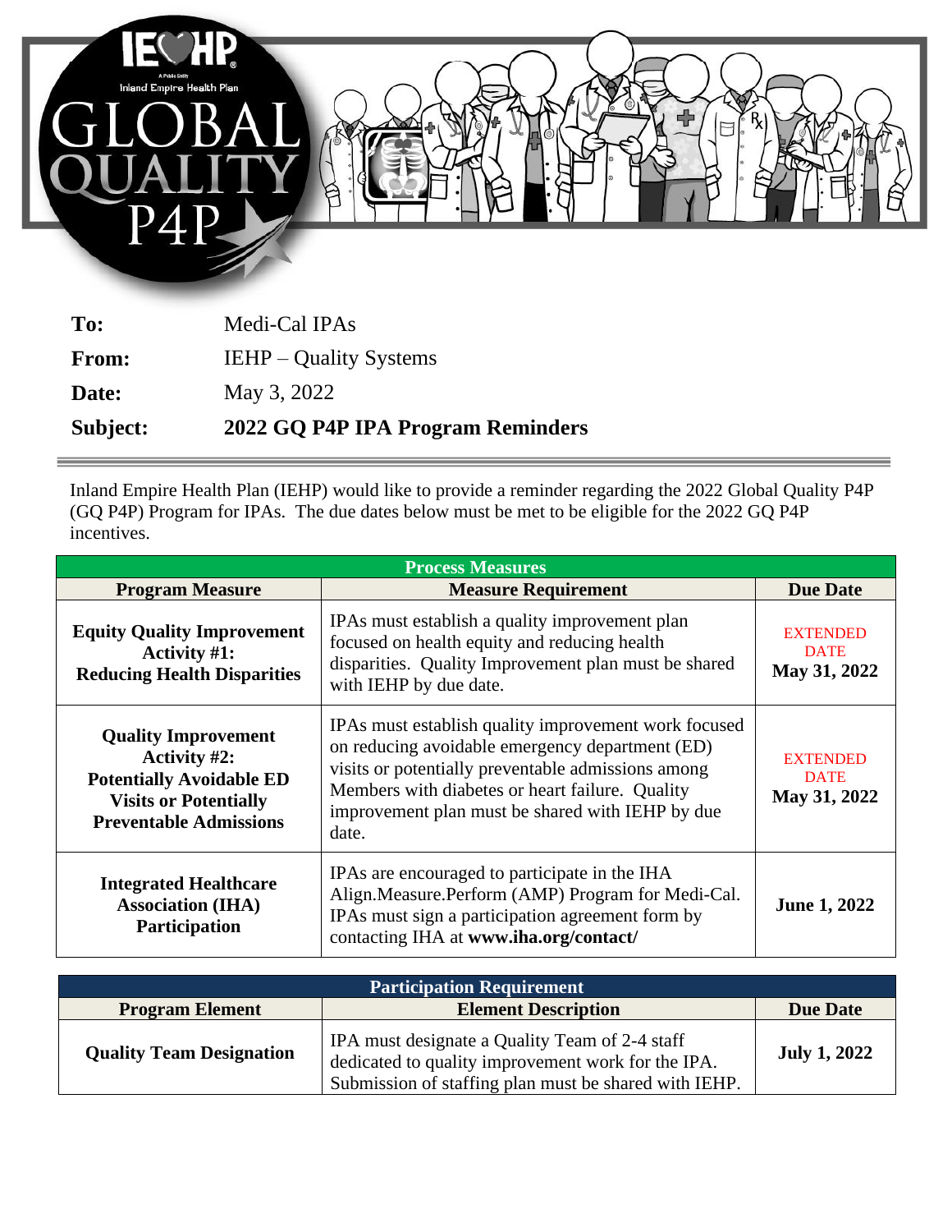IEHP

Inland Empire Health Plan

GLOBAL QUALITY P4P

**To:** Medi-Cal IPAs

**From:** IEHP – Quality Systems

**Date:** May 3, 2022

**Subject:** **2022 GQ P4P IPA Program Reminders**

---

Inland Empire Health Plan (IEHP) would like to provide a reminder regarding the 2022 Global Quality P4P (GQ P4P) Program for IPAs. The due dates below must be met to be eligible for the 2022 GQ P4P incentives.

| Process Measures | | |
|---|---|---|
| **Program Measure** | **Measure Requirement** | **Due Date** |
| **Equity Quality Improvement Activity #1: Reducing Health Disparities** | IPAs must establish a quality improvement plan focused on health equity and reducing health disparities. Quality Improvement plan must be shared with IEHP by due date. | EXTENDED DATE **May 31, 2022** |
| **Quality Improvement Activity #2: Potentially Avoidable ED Visits or Potentially Preventable Admissions** | IPAs must establish quality improvement work focused on reducing avoidable emergency department (ED) visits or potentially preventable admissions among Members with diabetes or heart failure. Quality improvement plan must be shared with IEHP by due date. | EXTENDED DATE **May 31, 2022** |
| **Integrated Healthcare Association (IHA) Participation** | IPAs are encouraged to participate in the IHA Align.Measure.Perform (AMP) Program for Medi-Cal. IPAs must sign a participation agreement form by contacting IHA at **www.iha.org/contact/** | **June 1, 2022** |

| Participation Requirement | | |
|---|---|---|
| **Program Element** | **Element Description** | **Due Date** |
| **Quality Team Designation** | IPA must designate a Quality Team of 2-4 staff dedicated to quality improvement work for the IPA. Submission of staffing plan must be shared with IEHP. | **July 1, 2022** |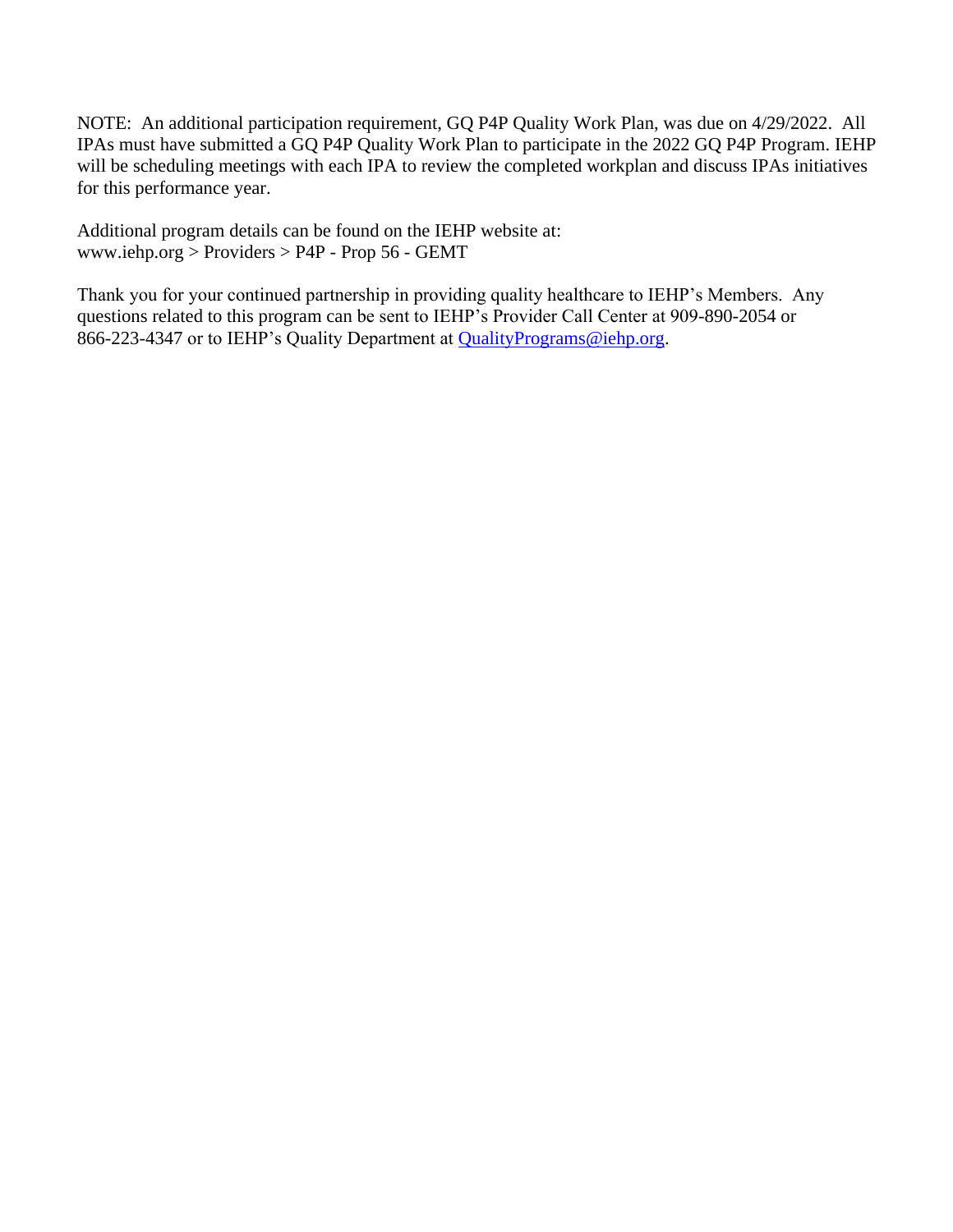NOTE: An additional participation requirement, GQ P4P Quality Work Plan, was due on 4/29/2022. All IPAs must have submitted a GQ P4P Quality Work Plan to participate in the 2022 GQ P4P Program. IEHP will be scheduling meetings with each IPA to review the completed workplan and discuss IPAs initiatives for this performance year.

Additional program details can be found on the IEHP website at:
www.iehp.org > Providers > P4P - Prop 56 - GEMT

Thank you for your continued partnership in providing quality healthcare to IEHP's Members. Any questions related to this program can be sent to IEHP's Provider Call Center at 909-890-2054 or 866-223-4347 or to IEHP's Quality Department at QualityPrograms@iehp.org.